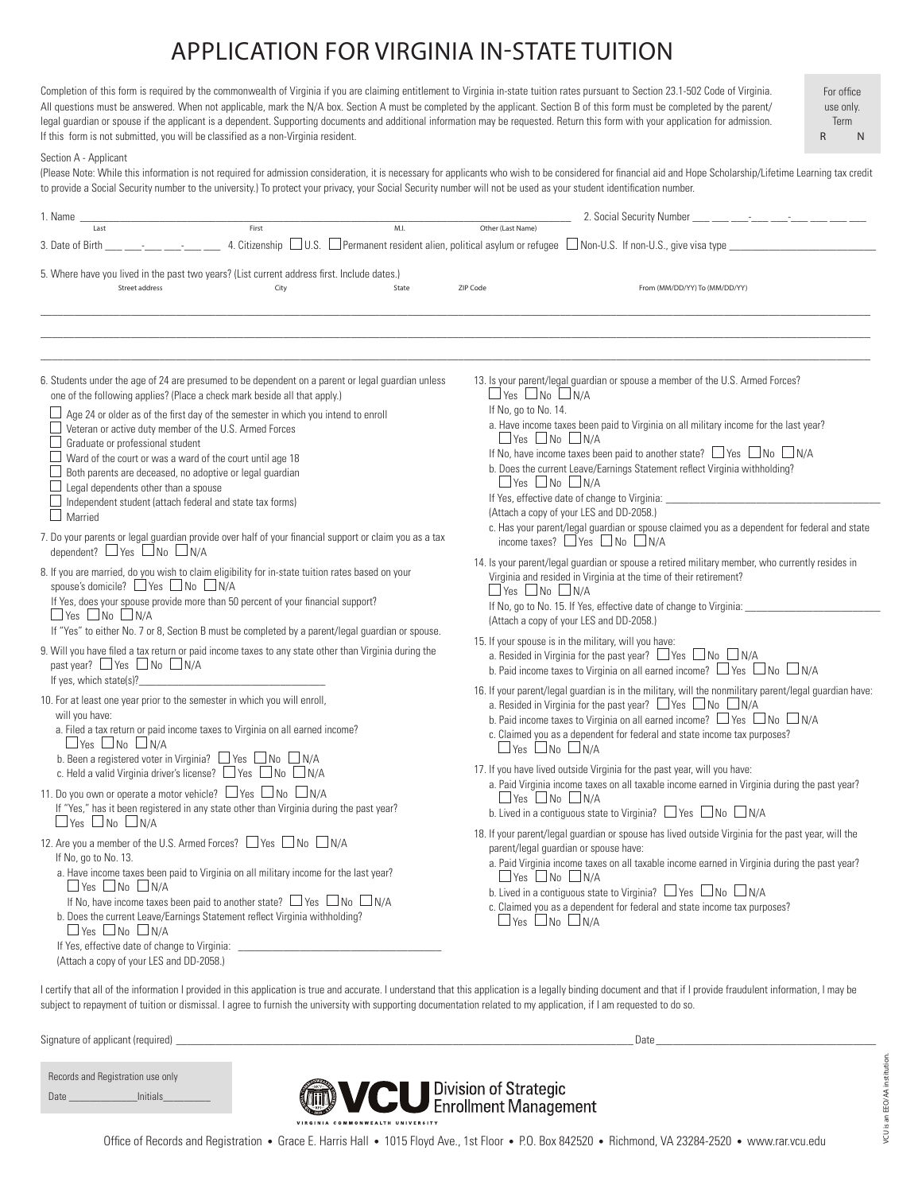# APPLICATION FOR VIRGINIA IN-STATE TUITION

Completion of this form is required by the commonwealth of Virginia if you are claiming entitlement to Virginia in-state tuition rates pursuant to Section 23.1-502 Code of Virginia. All questions must be answered. When not applicable, mark the N/A box. Section A must be completed by the applicant. Section B of this form must be completed by the parent/legal guardian or spouse if the applicant is a dependent. Supporting documents and additional information may be requested. Return this form with your application for admission. If this form is not submitted, you will be classified as a non-Virginia resident.

For office use only.
Term
R N

Section A - Applicant

(Please Note: While this information is not required for admission consideration, it is necessary for applicants who wish to be considered for financial aid and Hope Scholarship/Lifetime Learning tax credit to provide a Social Security number to the university.) To protect your privacy, your Social Security number will not be used as your student identification number.

1. Name ______________________________ Last First M.I. Other (Last Name) 2. Social Security Number ___ ___ ___-___ ___-___ ___ ___ ___

3. Date of Birth ___ ___-___ ___-___ ___ 4. Citizenship ☐ U.S. ☐ Permanent resident alien, political asylum or refugee ☐ Non-U.S. If non-U.S., give visa type ______________

5. Where have you lived in the past two years? (List current address first. Include dates.)

Street address City State ZIP Code From (MM/DD/YY) To (MM/DD/YY)

______________________________

______________________________

______________________________

6. Students under the age of 24 are presumed to be dependent on a parent or legal guardian unless one of the following applies? (Place a check mark beside all that apply.)

- ☐ Age 24 or older as of the first day of the semester in which you intend to enroll
- ☐ Veteran or active duty member of the U.S. Armed Forces
- ☐ Graduate or professional student
- ☐ Ward of the court or was a ward of the court until age 18
- ☐ Both parents are deceased, no adoptive or legal guardian
- ☐ Legal dependents other than a spouse
- ☐ Independent student (attach federal and state tax forms)
- ☐ Married

7. Do your parents or legal guardian provide over half of your financial support or claim you as a tax dependent? ☐ Yes ☐ No ☐ N/A

8. If you are married, do you wish to claim eligibility for in-state tuition rates based on your spouse's domicile? ☐ Yes ☐ No ☐ N/A
If Yes, does your spouse provide more than 50 percent of your financial support?
☐ Yes ☐ No ☐ N/A
If "Yes" to either No. 7 or 8, Section B must be completed by a parent/legal guardian or spouse.

9. Will you have filed a tax return or paid income taxes to any state other than Virginia during the past year? ☐ Yes ☐ No ☐ N/A
If yes, which state(s)?______________

10. For at least one year prior to the semester in which you will enroll, will you have:
a. Filed a tax return or paid income taxes to Virginia on all earned income?
☐ Yes ☐ No ☐ N/A
b. Been a registered voter in Virginia? ☐ Yes ☐ No ☐ N/A
c. Held a valid Virginia driver's license? ☐ Yes ☐ No ☐ N/A

11. Do you own or operate a motor vehicle? ☐ Yes ☐ No ☐ N/A
If "Yes," has it been registered in any state other than Virginia during the past year?
☐ Yes ☐ No ☐ N/A

12. Are you a member of the U.S. Armed Forces? ☐ Yes ☐ No ☐ N/A
If No, go to No. 13.
a. Have income taxes been paid to Virginia on all military income for the last year?
☐ Yes ☐ No ☐ N/A
If No, have income taxes been paid to another state? ☐ Yes ☐ No ☐ N/A
b. Does the current Leave/Earnings Statement reflect Virginia withholding?
☐ Yes ☐ No ☐ N/A
If Yes, effective date of change to Virginia: ______________
(Attach a copy of your LES and DD-2058.)

13. Is your parent/legal guardian or spouse a member of the U.S. Armed Forces?
☐ Yes ☐ No ☐ N/A
If No, go to No. 14.
a. Have income taxes been paid to Virginia on all military income for the last year?
☐ Yes ☐ No ☐ N/A
If No, have income taxes been paid to another state? ☐ Yes ☐ No ☐ N/A
b. Does the current Leave/Earnings Statement reflect Virginia withholding?
☐ Yes ☐ No ☐ N/A
If Yes, effective date of change to Virginia: ______________
(Attach a copy of your LES and DD-2058.)
c. Has your parent/legal guardian or spouse claimed you as a dependent for federal and state income taxes? ☐ Yes ☐ No ☐ N/A

14. Is your parent/legal guardian or spouse a retired military member, who currently resides in Virginia and resided in Virginia at the time of their retirement?
☐ Yes ☐ No ☐ N/A
If No, go to No. 15. If Yes, effective date of change to Virginia: ______________
(Attach a copy of your LES and DD-2058.)

15. If your spouse is in the military, will you have:
a. Resided in Virginia for the past year? ☐ Yes ☐ No ☐ N/A
b. Paid income taxes to Virginia on all earned income? ☐ Yes ☐ No ☐ N/A

16. If your parent/legal guardian is in the military, will the nonmilitary parent/legal guardian have:
a. Resided in Virginia for the past year? ☐ Yes ☐ No ☐ N/A
b. Paid income taxes to Virginia on all earned income? ☐ Yes ☐ No ☐ N/A
c. Claimed you as a dependent for federal and state income tax purposes?
☐ Yes ☐ No ☐ N/A

17. If you have lived outside Virginia for the past year, will you have:
a. Paid Virginia income taxes on all taxable income earned in Virginia during the past year?
☐ Yes ☐ No ☐ N/A
b. Lived in a contiguous state to Virginia? ☐ Yes ☐ No ☐ N/A

18. If your parent/legal guardian or spouse has lived outside Virginia for the past year, will the parent/legal guardian or spouse have:
a. Paid Virginia income taxes on all taxable income earned in Virginia during the past year?
☐ Yes ☐ No ☐ N/A
b. Lived in a contiguous state to Virginia? ☐ Yes ☐ No ☐ N/A
c. Claimed you as a dependent for federal and state income tax purposes?
☐ Yes ☐ No ☐ N/A

I certify that all of the information I provided in this application is true and accurate. I understand that this application is a legally binding document and that if I provide fraudulent information, I may be subject to repayment of tuition or dismissal. I agree to furnish the university with supporting documentation related to my application, if I am requested to do so.

Signature of applicant (required) ______________________________ Date ______________

Records and Registration use only
Date ______________ Initials __________

VCU Division of Strategic Enrollment Management
VIRGINIA COMMONWEALTH UNIVERSITY

Office of Records and Registration • Grace E. Harris Hall • 1015 Floyd Ave., 1st Floor • P.O. Box 842520 • Richmond, VA 23284-2520 • www.rar.vcu.edu

VCU is an EEO/AA institution.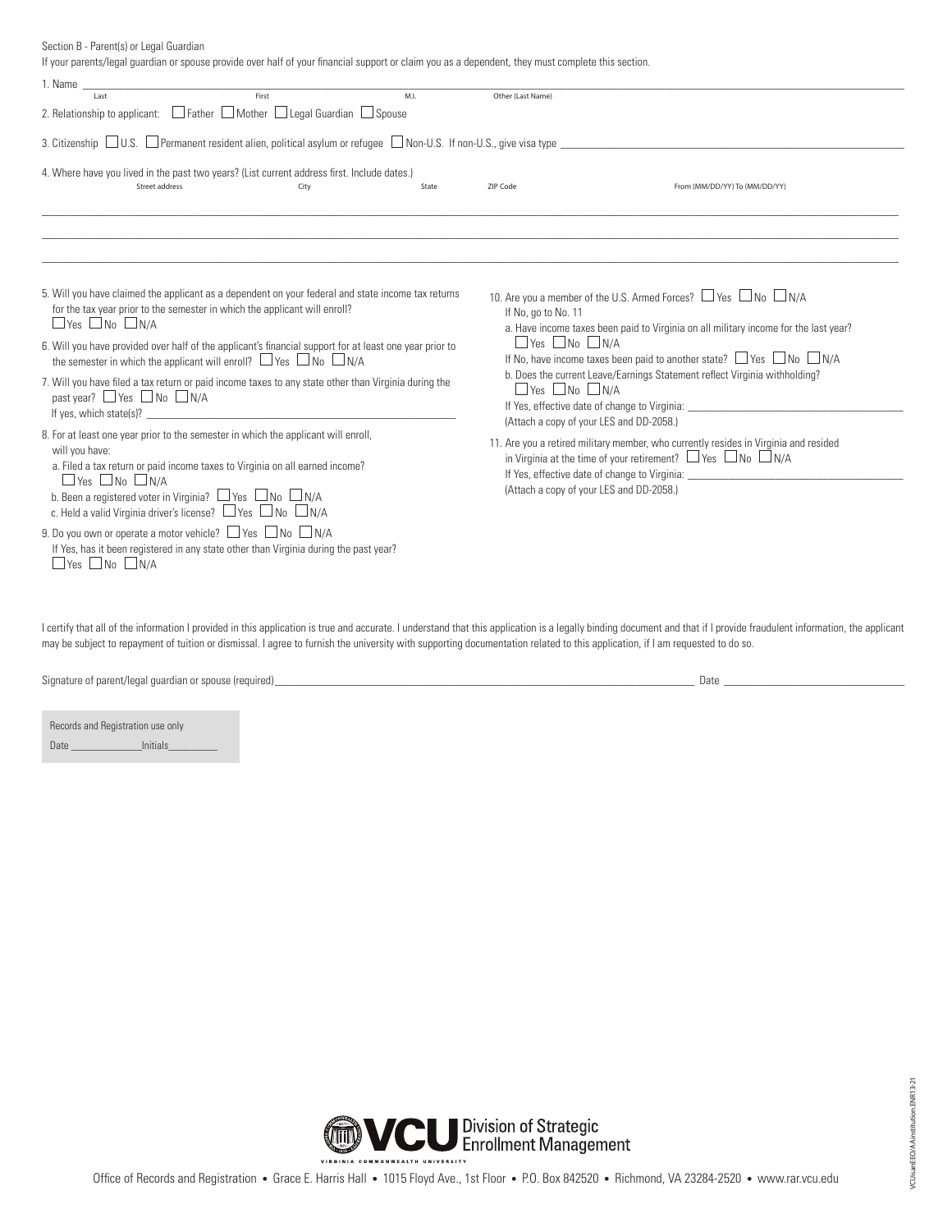Section B - Parent(s) or Legal Guardian

If your parents/legal guardian or spouse provide over half of your financial support or claim you as a dependent, they must complete this section.

1. Name ____________________________________________________________
   Last First M.I. Other (Last Name)

2. Relationship to applicant: ☐ Father ☐ Mother ☐ Legal Guardian ☐ Spouse

3. Citizenship ☐ U.S. ☐ Permanent resident alien, political asylum or refugee ☐ Non-U.S. If non-U.S., give visa type ____________________

4. Where have you lived in the past two years? (List current address first. Include dates.)

| Street address | City | State | ZIP Code | From (MM/DD/YY) To (MM/DD/YY) |
| --- | --- | --- | --- | --- |
| | | | | |
| | | | | |
| | | | | |

5. Will you have claimed the applicant as a dependent on your federal and state income tax returns for the tax year prior to the semester in which the applicant will enroll?
   ☐ Yes ☐ No ☐ N/A

6. Will you have provided over half of the applicant's financial support for at least one year prior to the semester in which the applicant will enroll? ☐ Yes ☐ No ☐ N/A

7. Will you have filed a tax return or paid income taxes to any state other than Virginia during the past year? ☐ Yes ☐ No ☐ N/A
   If yes, which state(s)? ____________________

8. For at least one year prior to the semester in which the applicant will enroll, will you have:
   a. Filed a tax return or paid income taxes to Virginia on all earned income?
   ☐ Yes ☐ No ☐ N/A
   b. Been a registered voter in Virginia? ☐ Yes ☐ No ☐ N/A
   c. Held a valid Virginia driver's license? ☐ Yes ☐ No ☐ N/A

9. Do you own or operate a motor vehicle? ☐ Yes ☐ No ☐ N/A
   If Yes, has it been registered in any state other than Virginia during the past year?
   ☐ Yes ☐ No ☐ N/A

10. Are you a member of the U.S. Armed Forces? ☐ Yes ☐ No ☐ N/A
    If No, go to No. 11
    a. Have income taxes been paid to Virginia on all military income for the last year?
    ☐ Yes ☐ No ☐ N/A
    If No, have income taxes been paid to another state? ☐ Yes ☐ No ☐ N/A
    b. Does the current Leave/Earnings Statement reflect Virginia withholding?
    ☐ Yes ☐ No ☐ N/A
    If Yes, effective date of change to Virginia: ____________________
    (Attach a copy of your LES and DD-2058.)

11. Are you a retired military member, who currently resides in Virginia and resided in Virginia at the time of your retirement? ☐ Yes ☐ No ☐ N/A
    If Yes, effective date of change to Virginia: ____________________
    (Attach a copy of your LES and DD-2058.)

I certify that all of the information I provided in this application is true and accurate. I understand that this application is a legally binding document and that if I provide fraudulent information, the applicant may be subject to repayment of tuition or dismissal. I agree to furnish the university with supporting documentation related to this application, if I am requested to do so.

Signature of parent/legal guardian or spouse (required)____________________ Date ____________________

Records and Registration use only
Date ______________ Initials__________

VCU Division of Strategic Enrollment Management

Office of Records and Registration • Grace E. Harris Hall • 1015 Floyd Ave., 1st Floor • P.O. Box 842520 • Richmond, VA 23284-2520 • www.rar.vcu.edu

VCUisanEEO/AAinstitution.ENR13-21